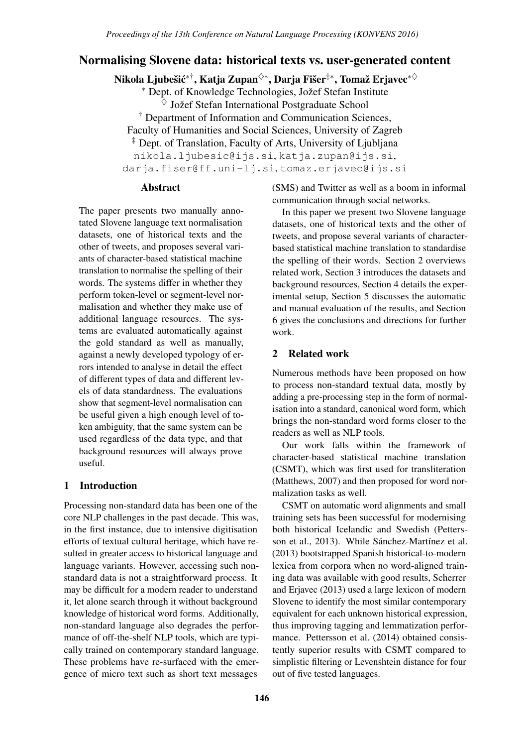# Normalising Slovene data: historical texts vs. user-generated content

**Nikola Ljubešić[*†], Katja Zupan[◇*], Darja Fišer[‡*], Tomaž Erjavec[*◇]**

[*] Dept. of Knowledge Technologies, Jožef Stefan Institute
[◇] Jožef Stefan International Postgraduate School
[†] Department of Information and Communication Sciences, Faculty of Humanities and Social Sciences, University of Zagreb
[‡] Dept. of Translation, Faculty of Arts, University of Ljubljana

nikola.ljubesic@ijs.si, katja.zupan@ijs.si, darja.fiser@ff.uni-lj.si, tomaz.erjavec@ijs.si

## Abstract

The paper presents two manually annotated Slovene language text normalisation datasets, one of historical texts and the other of tweets, and proposes several variants of character-based statistical machine translation to normalise the spelling of their words. The systems differ in whether they perform token-level or segment-level normalisation and whether they make use of additional language resources. The systems are evaluated automatically against the gold standard as well as manually, against a newly developed typology of errors intended to analyse in detail the effect of different types of data and different levels of data standardness. The evaluations show that segment-level normalisation can be useful given a high enough level of token ambiguity, that the same system can be used regardless of the data type, and that background resources will always prove useful.

## 1 Introduction

Processing non-standard data has been one of the core NLP challenges in the past decade. This was, in the first instance, due to intensive digitisation efforts of textual cultural heritage, which have resulted in greater access to historical language and language variants. However, accessing such non-standard data is not a straightforward process. It may be difficult for a modern reader to understand it, let alone search through it without background knowledge of historical word forms. Additionally, non-standard language also degrades the performance of off-the-shelf NLP tools, which are typically trained on contemporary standard language. These problems have re-surfaced with the emergence of micro text such as short text messages (SMS) and Twitter as well as a boom in informal communication through social networks.

In this paper we present two Slovene language datasets, one of historical texts and the other of tweets, and propose several variants of character-based statistical machine translation to standardise the spelling of their words. Section 2 overviews related work, Section 3 introduces the datasets and background resources, Section 4 details the experimental setup, Section 5 discusses the automatic and manual evaluation of the results, and Section 6 gives the conclusions and directions for further work.

## 2 Related work

Numerous methods have been proposed on how to process non-standard textual data, mostly by adding a pre-processing step in the form of normalisation into a standard, canonical word form, which brings the non-standard word forms closer to the readers as well as NLP tools.

Our work falls within the framework of character-based statistical machine translation (CSMT), which was first used for transliteration (Matthews, 2007) and then proposed for word normalization tasks as well.

CSMT on automatic word alignments and small training sets has been successful for modernising both historical Icelandic and Swedish (Pettersson et al., 2013). While Sánchez-Martínez et al. (2013) bootstrapped Spanish historical-to-modern lexica from corpora when no word-aligned training data was available with good results, Scherrer and Erjavec (2013) used a large lexicon of modern Slovene to identify the most similar contemporary equivalent for each unknown historical expression, thus improving tagging and lemmatization performance. Pettersson et al. (2014) obtained consistently superior results with CSMT compared to simplistic filtering or Levenshtein distance for four out of five tested languages.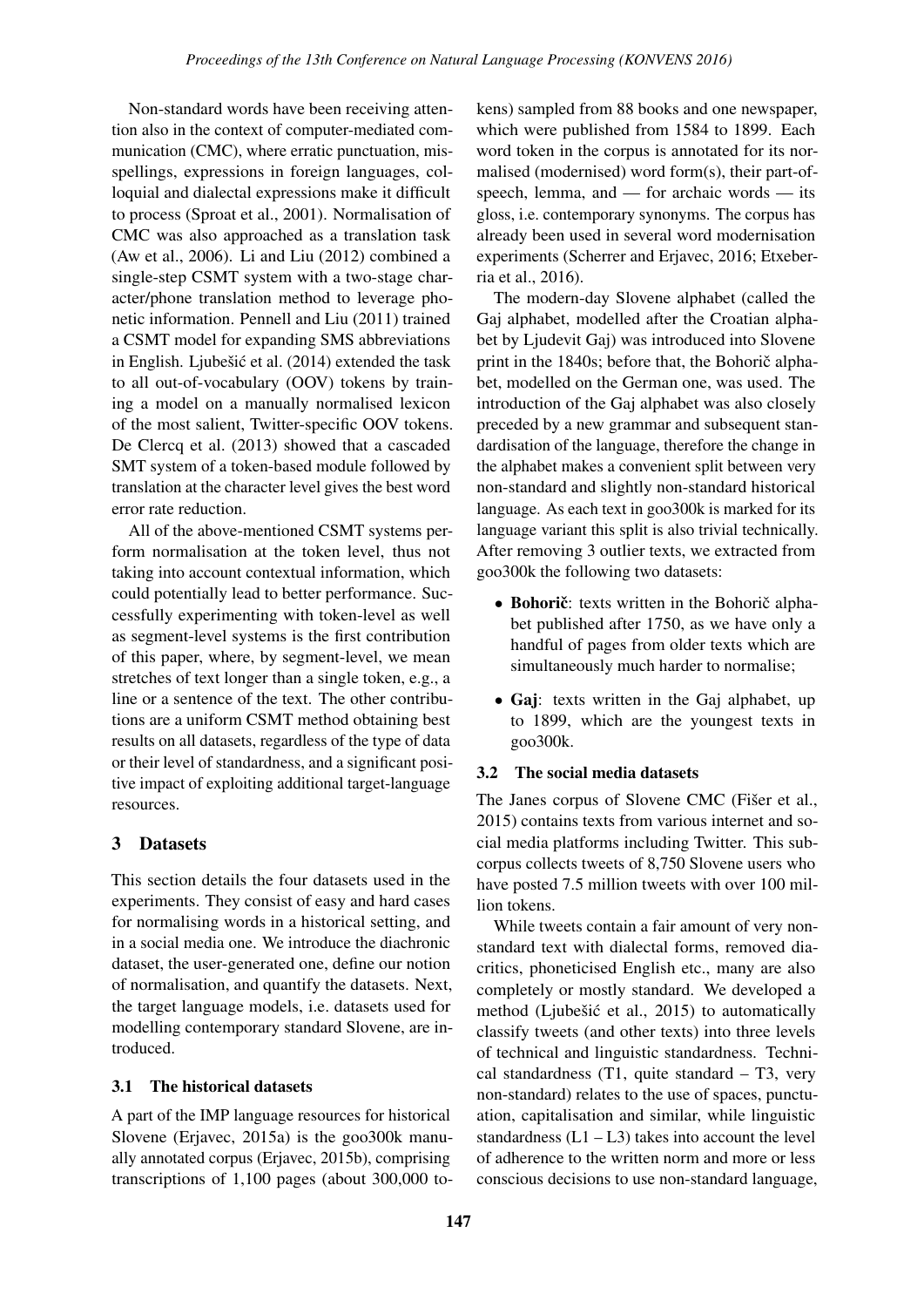Non-standard words have been receiving attention also in the context of computer-mediated communication (CMC), where erratic punctuation, misspellings, expressions in foreign languages, colloquial and dialectal expressions make it difficult to process (Sproat et al., 2001). Normalisation of CMC was also approached as a translation task (Aw et al., 2006). Li and Liu (2012) combined a single-step CSMT system with a two-stage character/phone translation method to leverage phonetic information. Pennell and Liu (2011) trained a CSMT model for expanding SMS abbreviations in English. Ljubešić et al. (2014) extended the task to all out-of-vocabulary (OOV) tokens by training a model on a manually normalised lexicon of the most salient, Twitter-specific OOV tokens. De Clercq et al. (2013) showed that a cascaded SMT system of a token-based module followed by translation at the character level gives the best word error rate reduction.

All of the above-mentioned CSMT systems perform normalisation at the token level, thus not taking into account contextual information, which could potentially lead to better performance. Successfully experimenting with token-level as well as segment-level systems is the first contribution of this paper, where, by segment-level, we mean stretches of text longer than a single token, e.g., a line or a sentence of the text. The other contributions are a uniform CSMT method obtaining best results on all datasets, regardless of the type of data or their level of standardness, and a significant positive impact of exploiting additional target-language resources.

## 3 Datasets

This section details the four datasets used in the experiments. They consist of easy and hard cases for normalising words in a historical setting, and in a social media one. We introduce the diachronic dataset, the user-generated one, define our notion of normalisation, and quantify the datasets. Next, the target language models, i.e. datasets used for modelling contemporary standard Slovene, are introduced.

### 3.1 The historical datasets

A part of the IMP language resources for historical Slovene (Erjavec, 2015a) is the goo300k manually annotated corpus (Erjavec, 2015b), comprising transcriptions of 1,100 pages (about 300,000 tokens) sampled from 88 books and one newspaper, which were published from 1584 to 1899. Each word token in the corpus is annotated for its normalised (modernised) word form(s), their part-of-speech, lemma, and — for archaic words — its gloss, i.e. contemporary synonyms. The corpus has already been used in several word modernisation experiments (Scherrer and Erjavec, 2016; Etxeberria et al., 2016).

The modern-day Slovene alphabet (called the Gaj alphabet, modelled after the Croatian alphabet by Ljudevit Gaj) was introduced into Slovene print in the 1840s; before that, the Bohorič alphabet, modelled on the German one, was used. The introduction of the Gaj alphabet was also closely preceded by a new grammar and subsequent standardisation of the language, therefore the change in the alphabet makes a convenient split between very non-standard and slightly non-standard historical language. As each text in goo300k is marked for its language variant this split is also trivial technically. After removing 3 outlier texts, we extracted from goo300k the following two datasets:

- **Bohorič**: texts written in the Bohorič alphabet published after 1750, as we have only a handful of pages from older texts which are simultaneously much harder to normalise;
- **Gaj**: texts written in the Gaj alphabet, up to 1899, which are the youngest texts in goo300k.

### 3.2 The social media datasets

The Janes corpus of Slovene CMC (Fišer et al., 2015) contains texts from various internet and social media platforms including Twitter. This subcorpus collects tweets of 8,750 Slovene users who have posted 7.5 million tweets with over 100 million tokens.

While tweets contain a fair amount of very non-standard text with dialectal forms, removed diacritics, phoneticised English etc., many are also completely or mostly standard. We developed a method (Ljubešić et al., 2015) to automatically classify tweets (and other texts) into three levels of technical and linguistic standardness. Technical standardness (T1, quite standard – T3, very non-standard) relates to the use of spaces, punctuation, capitalisation and similar, while linguistic standardness (L1 – L3) takes into account the level of adherence to the written norm and more or less conscious decisions to use non-standard language,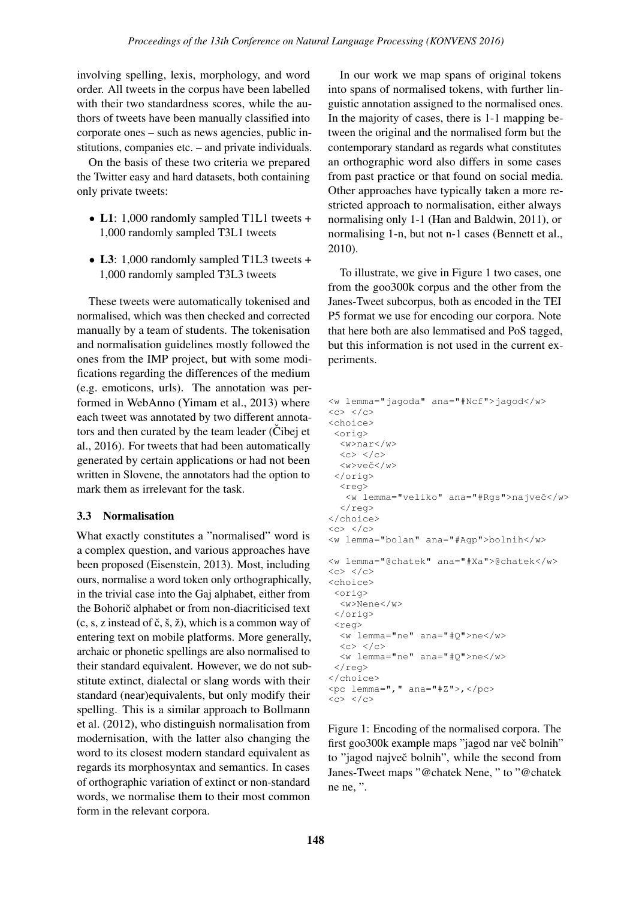involving spelling, lexis, morphology, and word order. All tweets in the corpus have been labelled with their two standardness scores, while the authors of tweets have been manually classified into corporate ones – such as news agencies, public institutions, companies etc. – and private individuals.

On the basis of these two criteria we prepared the Twitter easy and hard datasets, both containing only private tweets:

- **L1**: 1,000 randomly sampled T1L1 tweets + 1,000 randomly sampled T3L1 tweets
- **L3**: 1,000 randomly sampled T1L3 tweets + 1,000 randomly sampled T3L3 tweets

These tweets were automatically tokenised and normalised, which was then checked and corrected manually by a team of students. The tokenisation and normalisation guidelines mostly followed the ones from the IMP project, but with some modifications regarding the differences of the medium (e.g. emoticons, urls). The annotation was performed in WebAnno (Yimam et al., 2013) where each tweet was annotated by two different annotators and then curated by the team leader (Čibej et al., 2016). For tweets that had been automatically generated by certain applications or had not been written in Slovene, the annotators had the option to mark them as irrelevant for the task.

### 3.3 Normalisation

What exactly constitutes a "normalised" word is a complex question, and various approaches have been proposed (Eisenstein, 2013). Most, including ours, normalise a word token only orthographically, in the trivial case into the Gaj alphabet, either from the Bohorič alphabet or from non-diacriticised text (c, s, z instead of č, š, ž), which is a common way of entering text on mobile platforms. More generally, archaic or phonetic spellings are also normalised to their standard equivalent. However, we do not substitute extinct, dialectal or slang words with their standard (near)equivalents, but only modify their spelling. This is a similar approach to Bollmann et al. (2012), who distinguish normalisation from modernisation, with the latter also changing the word to its closest modern standard equivalent as regards its morphosyntax and semantics. In cases of orthographic variation of extinct or non-standard words, we normalise them to their most common form in the relevant corpora.

In our work we map spans of original tokens into spans of normalised tokens, with further linguistic annotation assigned to the normalised ones. In the majority of cases, there is 1-1 mapping between the original and the normalised form but the contemporary standard as regards what constitutes an orthographic word also differs in some cases from past practice or that found on social media. Other approaches have typically taken a more restricted approach to normalisation, either always normalising only 1-1 (Han and Baldwin, 2011), or normalising 1-n, but not n-1 cases (Bennett et al., 2010).

To illustrate, we give in Figure 1 two cases, one from the goo300k corpus and the other from the Janes-Tweet subcorpus, both as encoded in the TEI P5 format we use for encoding our corpora. Note that here both are also lemmatised and PoS tagged, but this information is not used in the current experiments.

```
<w lemma="jagoda" ana="#Ncf">jagod</w>
<c> </c>
<choice>
 <orig>
  <w>nar</w>
  <c> </c>
  <w>več</w>
 </orig>
  <reg>
   <w lemma="veliko" ana="#Rgs">največ</w>
  </reg>
</choice>
<c> </c>
<w lemma="bolan" ana="#Agp">bolnih</w>

<w lemma="@chatek" ana="#Xa">@chatek</w>
<c> </c>
<choice>
 <orig>
  <w>Nene</w>
 </orig>
 <reg>
  <w lemma="ne" ana="#Q">ne</w>
  <c> </c>
  <w lemma="ne" ana="#Q">ne</w>
 </reg>
</choice>
<pc lemma="," ana="#Z">,</pc>
<c> </c>
```

Figure 1: Encoding of the normalised corpora. The first goo300k example maps "jagod nar več bolnih" to "jagod največ bolnih", while the second from Janes-Tweet maps "@chatek Nene, " to "@chatek ne ne, ".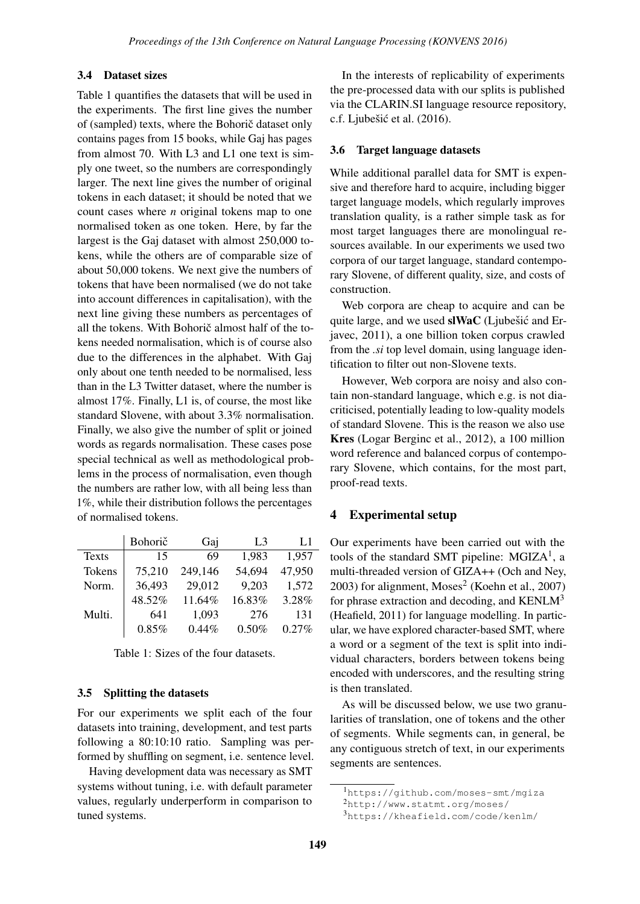### 3.4 Dataset sizes

Table 1 quantifies the datasets that will be used in the experiments. The first line gives the number of (sampled) texts, where the Bohorič dataset only contains pages from 15 books, while Gaj has pages from almost 70. With L3 and L1 one text is simply one tweet, so the numbers are correspondingly larger. The next line gives the number of original tokens in each dataset; it should be noted that we count cases where *n* original tokens map to one normalised token as one token. Here, by far the largest is the Gaj dataset with almost 250,000 tokens, while the others are of comparable size of about 50,000 tokens. We next give the numbers of tokens that have been normalised (we do not take into account differences in capitalisation), with the next line giving these numbers as percentages of all the tokens. With Bohorič almost half of the tokens needed normalisation, which is of course also due to the differences in the alphabet. With Gaj only about one tenth needed to be normalised, less than in the L3 Twitter dataset, where the number is almost 17%. Finally, L1 is, of course, the most like standard Slovene, with about 3.3% normalisation. Finally, we also give the number of split or joined words as regards normalisation. These cases pose special technical as well as methodological problems in the process of normalisation, even though the numbers are rather low, with all being less than 1%, while their distribution follows the percentages of normalised tokens.

| | Bohorič | Gaj | L3 | L1 |
|---|---|---|---|---|
| Texts | 15 | 69 | 1,983 | 1,957 |
| Tokens | 75,210 | 249,146 | 54,694 | 47,950 |
| Norm. | 36,493 | 29,012 | 9,203 | 1,572 |
| | 48.52% | 11.64% | 16.83% | 3.28% |
| Multi. | 641 | 1,093 | 276 | 131 |
| | 0.85% | 0.44% | 0.50% | 0.27% |

Table 1: Sizes of the four datasets.

### 3.5 Splitting the datasets

For our experiments we split each of the four datasets into training, development, and test parts following a 80:10:10 ratio. Sampling was performed by shuffling on segment, i.e. sentence level.

Having development data was necessary as SMT systems without tuning, i.e. with default parameter values, regularly underperform in comparison to tuned systems.

In the interests of replicability of experiments the pre-processed data with our splits is published via the CLARIN.SI language resource repository, c.f. Ljubešić et al. (2016).

### 3.6 Target language datasets

While additional parallel data for SMT is expensive and therefore hard to acquire, including bigger target language models, which regularly improves translation quality, is a rather simple task as for most target languages there are monolingual resources available. In our experiments we used two corpora of our target language, standard contemporary Slovene, of different quality, size, and costs of construction.

Web corpora are cheap to acquire and can be quite large, and we used **slWaC** (Ljubešić and Erjavec, 2011), a one billion token corpus crawled from the *.si* top level domain, using language identification to filter out non-Slovene texts.

However, Web corpora are noisy and also contain non-standard language, which e.g. is not diacriticised, potentially leading to low-quality models of standard Slovene. This is the reason we also use **Kres** (Logar Berginc et al., 2012), a 100 million word reference and balanced corpus of contemporary Slovene, which contains, for the most part, proof-read texts.

## 4 Experimental setup

Our experiments have been carried out with the tools of the standard SMT pipeline: MGIZA[1], a multi-threaded version of GIZA++ (Och and Ney, 2003) for alignment, Moses[2] (Koehn et al., 2007) for phrase extraction and decoding, and KENLM[3] (Heafield, 2011) for language modelling. In particular, we have explored character-based SMT, where a word or a segment of the text is split into individual characters, borders between tokens being encoded with underscores, and the resulting string is then translated.

As will be discussed below, we use two granularities of translation, one of tokens and the other of segments. While segments can, in general, be any contiguous stretch of text, in our experiments segments are sentences.

[1] https://github.com/moses-smt/mgiza

[2] http://www.statmt.org/moses/

[3] https://kheafield.com/code/kenlm/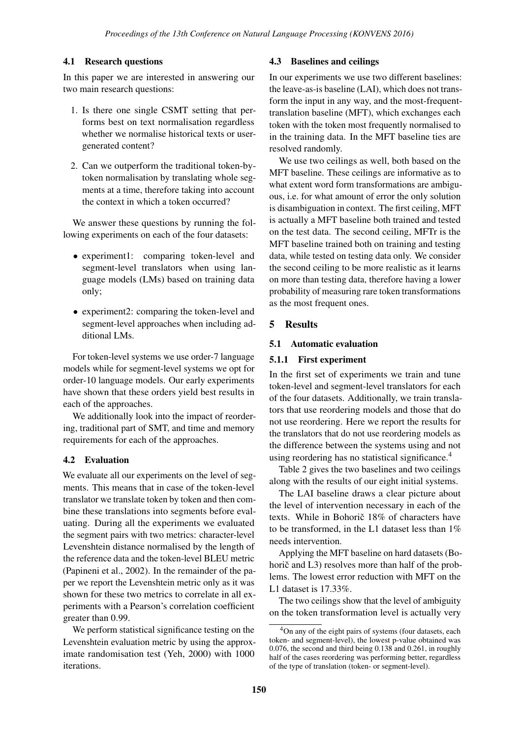### 4.1 Research questions

In this paper we are interested in answering our two main research questions:

1. Is there one single CSMT setting that performs best on text normalisation regardless whether we normalise historical texts or user-generated content?
2. Can we outperform the traditional token-by-token normalisation by translating whole segments at a time, therefore taking into account the context in which a token occurred?

We answer these questions by running the following experiments on each of the four datasets:

- experiment1: comparing token-level and segment-level translators when using language models (LMs) based on training data only;
- experiment2: comparing the token-level and segment-level approaches when including additional LMs.

For token-level systems we use order-7 language models while for segment-level systems we opt for order-10 language models. Our early experiments have shown that these orders yield best results in each of the approaches.

We additionally look into the impact of reordering, traditional part of SMT, and time and memory requirements for each of the approaches.

### 4.2 Evaluation

We evaluate all our experiments on the level of segments. This means that in case of the token-level translator we translate token by token and then combine these translations into segments before evaluating. During all the experiments we evaluated the segment pairs with two metrics: character-level Levenshtein distance normalised by the length of the reference data and the token-level BLEU metric (Papineni et al., 2002). In the remainder of the paper we report the Levenshtein metric only as it was shown for these two metrics to correlate in all experiments with a Pearson's correlation coefficient greater than 0.99.

We perform statistical significance testing on the Levenshtein evaluation metric by using the approximate randomisation test (Yeh, 2000) with 1000 iterations.

### 4.3 Baselines and ceilings

In our experiments we use two different baselines: the leave-as-is baseline (LAI), which does not transform the input in any way, and the most-frequent-translation baseline (MFT), which exchanges each token with the token most frequently normalised to in the training data. In the MFT baseline ties are resolved randomly.

We use two ceilings as well, both based on the MFT baseline. These ceilings are informative as to what extent word form transformations are ambiguous, i.e. for what amount of error the only solution is disambiguation in context. The first ceiling, MFT is actually a MFT baseline both trained and tested on the test data. The second ceiling, MFTr is the MFT baseline trained both on training and testing data, while tested on testing data only. We consider the second ceiling to be more realistic as it learns on more than testing data, therefore having a lower probability of measuring rare token transformations as the most frequent ones.

## 5 Results

### 5.1 Automatic evaluation

#### 5.1.1 First experiment

In the first set of experiments we train and tune token-level and segment-level translators for each of the four datasets. Additionally, we train translators that use reordering models and those that do not use reordering. Here we report the results for the translators that do not use reordering models as the difference between the systems using and not using reordering has no statistical significance.[4]

Table 2 gives the two baselines and two ceilings along with the results of our eight initial systems.

The LAI baseline draws a clear picture about the level of intervention necessary in each of the texts. While in Bohorič 18% of characters have to be transformed, in the L1 dataset less than 1% needs intervention.

Applying the MFT baseline on hard datasets (Bohorič and L3) resolves more than half of the problems. The lowest error reduction with MFT on the L1 dataset is 17.33%.

The two ceilings show that the level of ambiguity on the token transformation level is actually very

[4]On any of the eight pairs of systems (four datasets, each token- and segment-level), the lowest p-value obtained was 0.076, the second and third being 0.138 and 0.261, in roughly half of the cases reordering was performing better, regardless of the type of translation (token- or segment-level).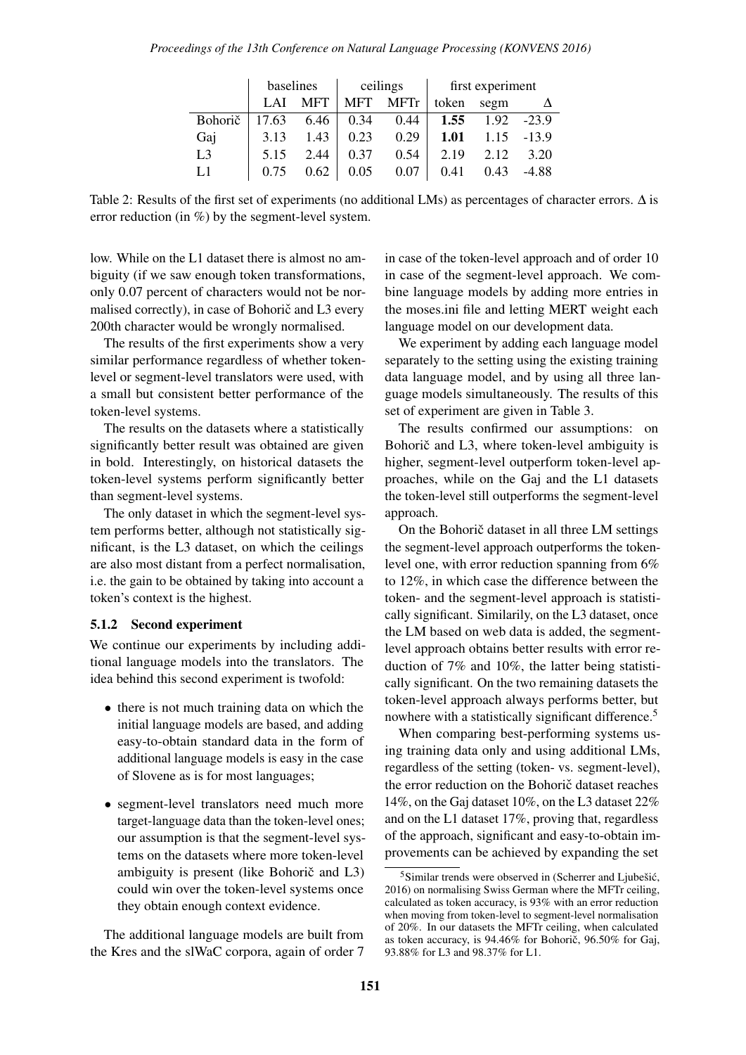| | baselines | | ceilings | | first experiment | | |
|---|---|---|---|---|---|---|---|
| | LAI | MFT | MFT | MFTr | token | segm | Δ |
| Bohorič | 17.63 | 6.46 | 0.34 | 0.44 | **1.55** | 1.92 | -23.9 |
| Gaj | 3.13 | 1.43 | 0.23 | 0.29 | **1.01** | 1.15 | -13.9 |
| L3 | 5.15 | 2.44 | 0.37 | 0.54 | 2.19 | 2.12 | 3.20 |
| L1 | 0.75 | 0.62 | 0.05 | 0.07 | 0.41 | 0.43 | -4.88 |

Table 2: Results of the first set of experiments (no additional LMs) as percentages of character errors. Δ is error reduction (in %) by the segment-level system.

low. While on the L1 dataset there is almost no ambiguity (if we saw enough token transformations, only 0.07 percent of characters would not be normalised correctly), in case of Bohorič and L3 every 200th character would be wrongly normalised.

The results of the first experiments show a very similar performance regardless of whether token-level or segment-level translators were used, with a small but consistent better performance of the token-level systems.

The results on the datasets where a statistically significantly better result was obtained are given in bold. Interestingly, on historical datasets the token-level systems perform significantly better than segment-level systems.

The only dataset in which the segment-level system performs better, although not statistically significant, is the L3 dataset, on which the ceilings are also most distant from a perfect normalisation, i.e. the gain to be obtained by taking into account a token's context is the highest.

#### 5.1.2 Second experiment

We continue our experiments by including additional language models into the translators. The idea behind this second experiment is twofold:

- there is not much training data on which the initial language models are based, and adding easy-to-obtain standard data in the form of additional language models is easy in the case of Slovene as is for most languages;
- segment-level translators need much more target-language data than the token-level ones; our assumption is that the segment-level systems on the datasets where more token-level ambiguity is present (like Bohorič and L3) could win over the token-level systems once they obtain enough context evidence.

The additional language models are built from the Kres and the slWaC corpora, again of order 7 in case of the token-level approach and of order 10 in case of the segment-level approach. We combine language models by adding more entries in the moses.ini file and letting MERT weight each language model on our development data.

We experiment by adding each language model separately to the setting using the existing training data language model, and by using all three language models simultaneously. The results of this set of experiment are given in Table 3.

The results confirmed our assumptions: on Bohorič and L3, where token-level ambiguity is higher, segment-level outperform token-level approaches, while on the Gaj and the L1 datasets the token-level still outperforms the segment-level approach.

On the Bohorič dataset in all three LM settings the segment-level approach outperforms the token-level one, with error reduction spanning from 6% to 12%, in which case the difference between the token- and the segment-level approach is statistically significant. Similarily, on the L3 dataset, once the LM based on web data is added, the segment-level approach obtains better results with error reduction of 7% and 10%, the latter being statistically significant. On the two remaining datasets the token-level approach always performs better, but nowhere with a statistically significant difference.[5]

When comparing best-performing systems using training data only and using additional LMs, regardless of the setting (token- vs. segment-level), the error reduction on the Bohorič dataset reaches 14%, on the Gaj dataset 10%, on the L3 dataset 22% and on the L1 dataset 17%, proving that, regardless of the approach, significant and easy-to-obtain improvements can be achieved by expanding the set

[5] Similar trends were observed in (Scherrer and Ljubešić, 2016) on normalising Swiss German where the MFTr ceiling, calculated as token accuracy, is 93% with an error reduction when moving from token-level to segment-level normalisation of 20%. In our datasets the MFTr ceiling, when calculated as token accuracy, is 94.46% for Bohorič, 96.50% for Gaj, 93.88% for L3 and 98.37% for L1.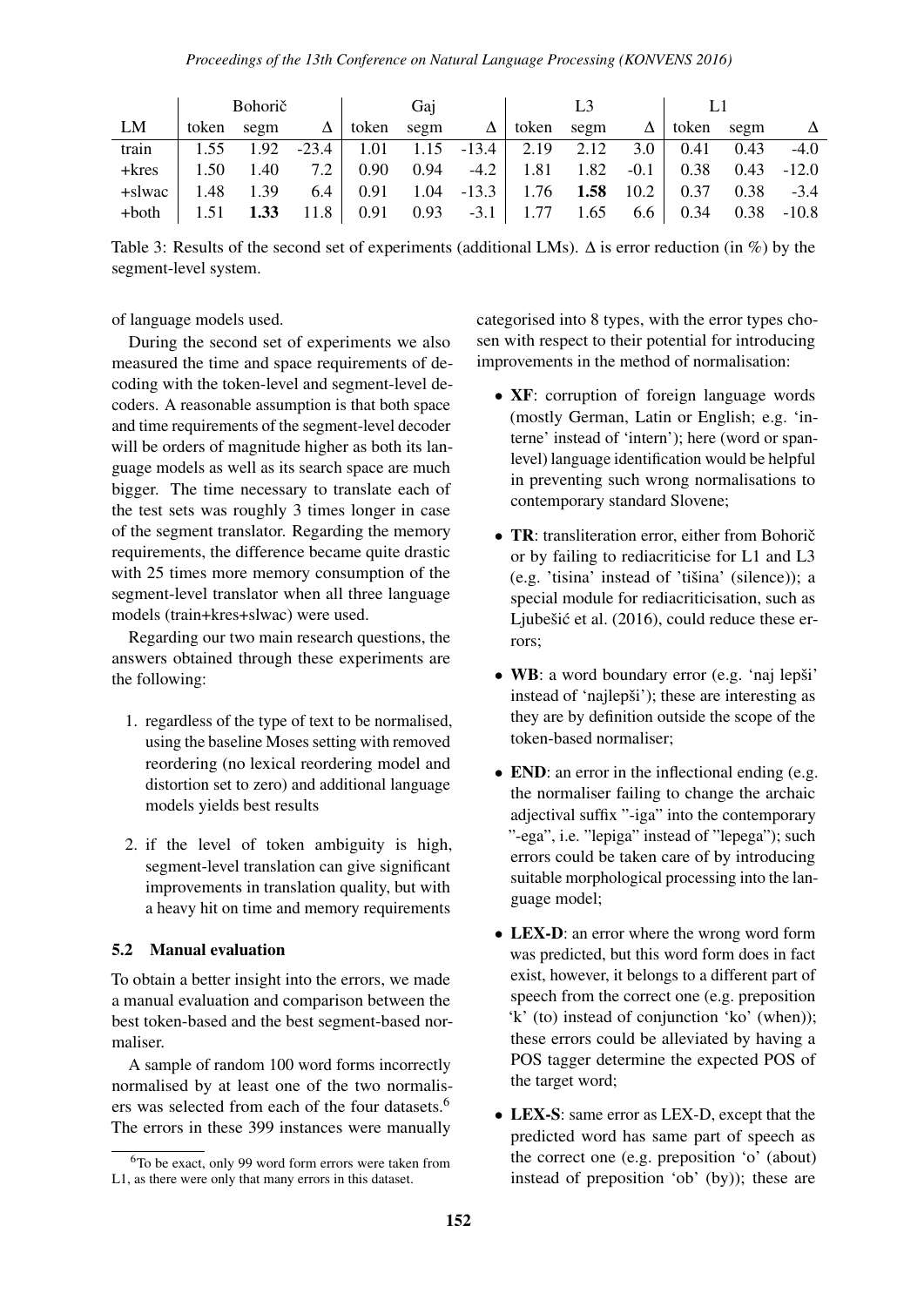| | Bohorič | | | Gaj | | | L3 | | | L1 | | |
|---|---|---|---|---|---|---|---|---|---|---|---|---|
| LM | token | segm | Δ | token | segm | Δ | token | segm | Δ | token | segm | Δ |
| train | 1.55 | 1.92 | -23.4 | 1.01 | 1.15 | -13.4 | 2.19 | 2.12 | 3.0 | 0.41 | 0.43 | -4.0 |
| +kres | 1.50 | 1.40 | 7.2 | 0.90 | 0.94 | -4.2 | 1.81 | 1.82 | -0.1 | 0.38 | 0.43 | -12.0 |
| +slwac | 1.48 | 1.39 | 6.4 | 0.91 | 1.04 | -13.3 | 1.76 | **1.58** | 10.2 | 0.37 | 0.38 | -3.4 |
| +both | 1.51 | **1.33** | 11.8 | 0.91 | 0.93 | -3.1 | 1.77 | 1.65 | 6.6 | 0.34 | 0.38 | -10.8 |

Table 3: Results of the second set of experiments (additional LMs). Δ is error reduction (in %) by the segment-level system.

of language models used.

During the second set of experiments we also measured the time and space requirements of decoding with the token-level and segment-level decoders. A reasonable assumption is that both space and time requirements of the segment-level decoder will be orders of magnitude higher as both its language models as well as its search space are much bigger. The time necessary to translate each of the test sets was roughly 3 times longer in case of the segment translator. Regarding the memory requirements, the difference became quite drastic with 25 times more memory consumption of the segment-level translator when all three language models (train+kres+slwac) were used.

Regarding our two main research questions, the answers obtained through these experiments are the following:

1. regardless of the type of text to be normalised, using the baseline Moses setting with removed reordering (no lexical reordering model and distortion set to zero) and additional language models yields best results

2. if the level of token ambiguity is high, segment-level translation can give significant improvements in translation quality, but with a heavy hit on time and memory requirements

### 5.2 Manual evaluation

To obtain a better insight into the errors, we made a manual evaluation and comparison between the best token-based and the best segment-based normaliser.

A sample of random 100 word forms incorrectly normalised by at least one of the two normalisers was selected from each of the four datasets.[6] The errors in these 399 instances were manually categorised into 8 types, with the error types chosen with respect to their potential for introducing improvements in the method of normalisation:

- **XF**: corruption of foreign language words (mostly German, Latin or English; e.g. 'interne' instead of 'intern'); here (word or span-level) language identification would be helpful in preventing such wrong normalisations to contemporary standard Slovene;

- **TR**: transliteration error, either from Bohorič or by failing to rediacriticise for L1 and L3 (e.g. 'tisina' instead of 'tišina' (silence)); a special module for rediacriticisation, such as Ljubešić et al. (2016), could reduce these errors;

- **WB**: a word boundary error (e.g. 'naj lepši' instead of 'najlepši'); these are interesting as they are by definition outside the scope of the token-based normaliser;

- **END**: an error in the inflectional ending (e.g. the normaliser failing to change the archaic adjectival suffix "-iga" into the contemporary "-ega", i.e. "lepiga" instead of "lepega"); such errors could be taken care of by introducing suitable morphological processing into the language model;

- **LEX-D**: an error where the wrong word form was predicted, but this word form does in fact exist, however, it belongs to a different part of speech from the correct one (e.g. preposition 'k' (to) instead of conjunction 'ko' (when)); these errors could be alleviated by having a POS tagger determine the expected POS of the target word;

- **LEX-S**: same error as LEX-D, except that the predicted word has same part of speech as the correct one (e.g. preposition 'o' (about) instead of preposition 'ob' (by)); these are

[6] To be exact, only 99 word form errors were taken from L1, as there were only that many errors in this dataset.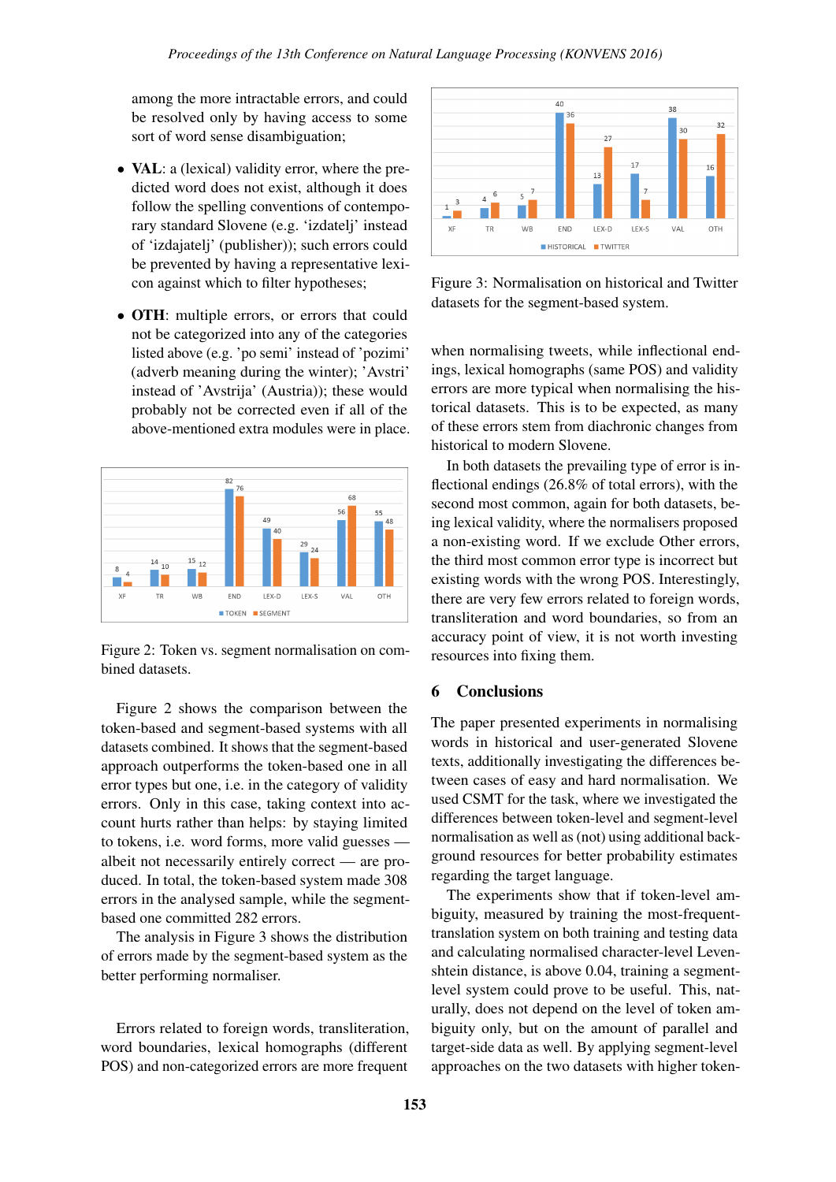among the more intractable errors, and could be resolved only by having access to some sort of word sense disambiguation;

- **VAL**: a (lexical) validity error, where the predicted word does not exist, although it does follow the spelling conventions of contemporary standard Slovene (e.g. 'izdatelj' instead of 'izdajatelj' (publisher)); such errors could be prevented by having a representative lexicon against which to filter hypotheses;

- **OTH**: multiple errors, or errors that could not be categorized into any of the categories listed above (e.g. 'po semi' instead of 'pozimi' (adverb meaning during the winter); 'Avstri' instead of 'Avstrija' (Austria)); these would probably not be corrected even if all of the above-mentioned extra modules were in place.

| | XF | TR | WB | END | LEX-D | LEX-S | VAL | OTH |
|---|---|---|---|---|---|---|---|---|
| TOKEN | 8 | 14 | 15 | 82 | 49 | 29 | 56 | 55 |
| SEGMENT | 4 | 10 | 12 | 76 | 40 | 24 | 68 | 48 |

Figure 2: Token vs. segment normalisation on combined datasets.

Figure 2 shows the comparison between the token-based and segment-based systems with all datasets combined. It shows that the segment-based approach outperforms the token-based one in all error types but one, i.e. in the category of validity errors. Only in this case, taking context into account hurts rather than helps: by staying limited to tokens, i.e. word forms, more valid guesses — albeit not necessarily entirely correct — are produced. In total, the token-based system made 308 errors in the analysed sample, while the segment-based one committed 282 errors.

The analysis in Figure 3 shows the distribution of errors made by the segment-based system as the better performing normaliser.

Errors related to foreign words, transliteration, word boundaries, lexical homographs (different POS) and non-categorized errors are more frequent

| | XF | TR | WB | END | LEX-D | LEX-S | VAL | OTH |
|---|---|---|---|---|---|---|---|---|
| HISTORICAL | 1 | 4 | 5 | 40 | 13 | 17 | 38 | 16 |
| TWITTER | 3 | 6 | 7 | 36 | 27 | 7 | 30 | 32 |

Figure 3: Normalisation on historical and Twitter datasets for the segment-based system.

when normalising tweets, while inflectional endings, lexical homographs (same POS) and validity errors are more typical when normalising the historical datasets. This is to be expected, as many of these errors stem from diachronic changes from historical to modern Slovene.

In both datasets the prevailing type of error is inflectional endings (26.8% of total errors), with the second most common, again for both datasets, being lexical validity, where the normalisers proposed a non-existing word. If we exclude Other errors, the third most common error type is incorrect but existing words with the wrong POS. Interestingly, there are very few errors related to foreign words, transliteration and word boundaries, so from an accuracy point of view, it is not worth investing resources into fixing them.

## 6 Conclusions

The paper presented experiments in normalising words in historical and user-generated Slovene texts, additionally investigating the differences between cases of easy and hard normalisation. We used CSMT for the task, where we investigated the differences between token-level and segment-level normalisation as well as (not) using additional background resources for better probability estimates regarding the target language.

The experiments show that if token-level ambiguity, measured by training the most-frequent-translation system on both training and testing data and calculating normalised character-level Levenshtein distance, is above 0.04, training a segment-level system could prove to be useful. This, naturally, does not depend on the level of token ambiguity only, but on the amount of parallel and target-side data as well. By applying segment-level approaches on the two datasets with higher token-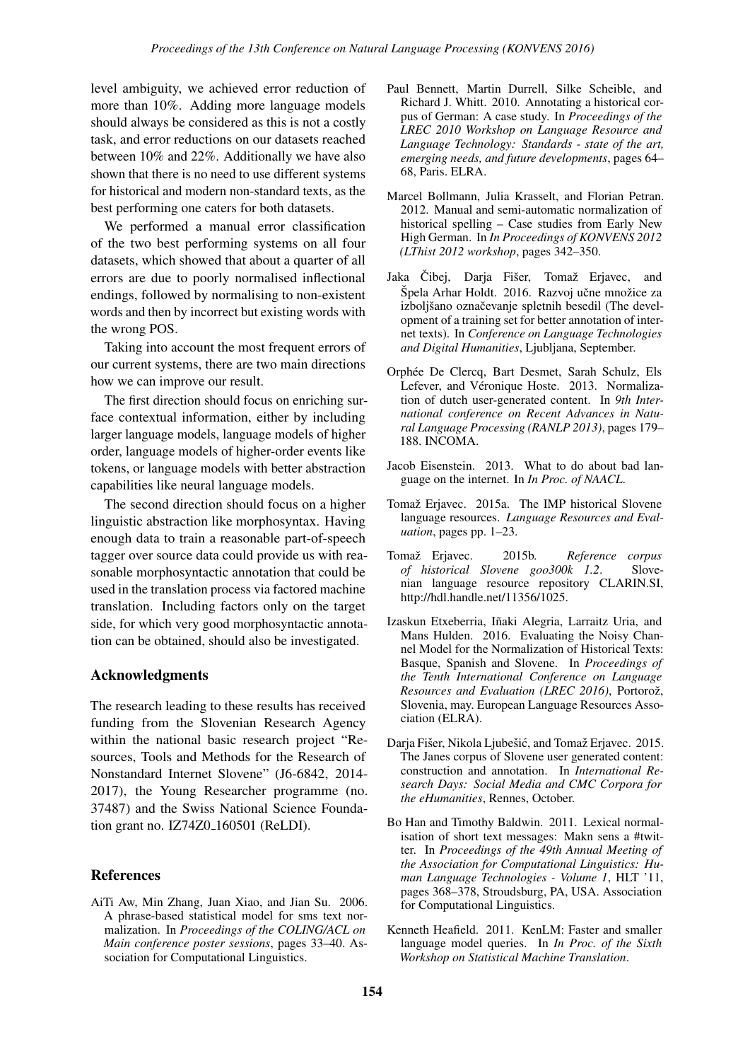level ambiguity, we achieved error reduction of more than 10%. Adding more language models should always be considered as this is not a costly task, and error reductions on our datasets reached between 10% and 22%. Additionally we have also shown that there is no need to use different systems for historical and modern non-standard texts, as the best performing one caters for both datasets.

We performed a manual error classification of the two best performing systems on all four datasets, which showed that about a quarter of all errors are due to poorly normalised inflectional endings, followed by normalising to non-existent words and then by incorrect but existing words with the wrong POS.

Taking into account the most frequent errors of our current systems, there are two main directions how we can improve our result.

The first direction should focus on enriching surface contextual information, either by including larger language models, language models of higher order, language models of higher-order events like tokens, or language models with better abstraction capabilities like neural language models.

The second direction should focus on a higher linguistic abstraction like morphosyntax. Having enough data to train a reasonable part-of-speech tagger over source data could provide us with reasonable morphosyntactic annotation that could be used in the translation process via factored machine translation. Including factors only on the target side, for which very good morphosyntactic annotation can be obtained, should also be investigated.

## Acknowledgments

The research leading to these results has received funding from the Slovenian Research Agency within the national basic research project "Resources, Tools and Methods for the Research of Nonstandard Internet Slovene" (J6-6842, 2014-2017), the Young Researcher programme (no. 37487) and the Swiss National Science Foundation grant no. IZ74Z0_160501 (ReLDI).

## References

AiTi Aw, Min Zhang, Juan Xiao, and Jian Su. 2006. A phrase-based statistical model for sms text normalization. In *Proceedings of the COLING/ACL on Main conference poster sessions*, pages 33–40. Association for Computational Linguistics.

Paul Bennett, Martin Durrell, Silke Scheible, and Richard J. Whitt. 2010. Annotating a historical corpus of German: A case study. In *Proceedings of the LREC 2010 Workshop on Language Resource and Language Technology: Standards - state of the art, emerging needs, and future developments*, pages 64–68, Paris. ELRA.

Marcel Bollmann, Julia Krasselt, and Florian Petran. 2012. Manual and semi-automatic normalization of historical spelling – Case studies from Early New High German. In *In Proceedings of KONVENS 2012 (LThist 2012 workshop*, pages 342–350.

Jaka Čibej, Darja Fišer, Tomaž Erjavec, and Špela Arhar Holdt. 2016. Razvoj učne množice za izboljšano označevanje spletnih besedil (The development of a training set for better annotation of internet texts). In *Conference on Language Technologies and Digital Humanities*, Ljubljana, September.

Orphée De Clercq, Bart Desmet, Sarah Schulz, Els Lefever, and Véronique Hoste. 2013. Normalization of dutch user-generated content. In *9th International conference on Recent Advances in Natural Language Processing (RANLP 2013)*, pages 179–188. INCOMA.

Jacob Eisenstein. 2013. What to do about bad language on the internet. In *In Proc. of NAACL*.

Tomaž Erjavec. 2015a. The IMP historical Slovene language resources. *Language Resources and Evaluation*, pages pp. 1–23.

Tomaž Erjavec. 2015b. *Reference corpus of historical Slovene goo300k 1.2*. Slovenian language resource repository CLARIN.SI, http://hdl.handle.net/11356/1025.

Izaskun Etxeberria, Iñaki Alegria, Larraitz Uria, and Mans Hulden. 2016. Evaluating the Noisy Channel Model for the Normalization of Historical Texts: Basque, Spanish and Slovene. In *Proceedings of the Tenth International Conference on Language Resources and Evaluation (LREC 2016)*, Portorož, Slovenia, may. European Language Resources Association (ELRA).

Darja Fišer, Nikola Ljubešić, and Tomaž Erjavec. 2015. The Janes corpus of Slovene user generated content: construction and annotation. In *International Research Days: Social Media and CMC Corpora for the eHumanities*, Rennes, October.

Bo Han and Timothy Baldwin. 2011. Lexical normalisation of short text messages: Makn sens a #twitter. In *Proceedings of the 49th Annual Meeting of the Association for Computational Linguistics: Human Language Technologies - Volume 1*, HLT '11, pages 368–378, Stroudsburg, PA, USA. Association for Computational Linguistics.

Kenneth Heafield. 2011. KenLM: Faster and smaller language model queries. In *In Proc. of the Sixth Workshop on Statistical Machine Translation*.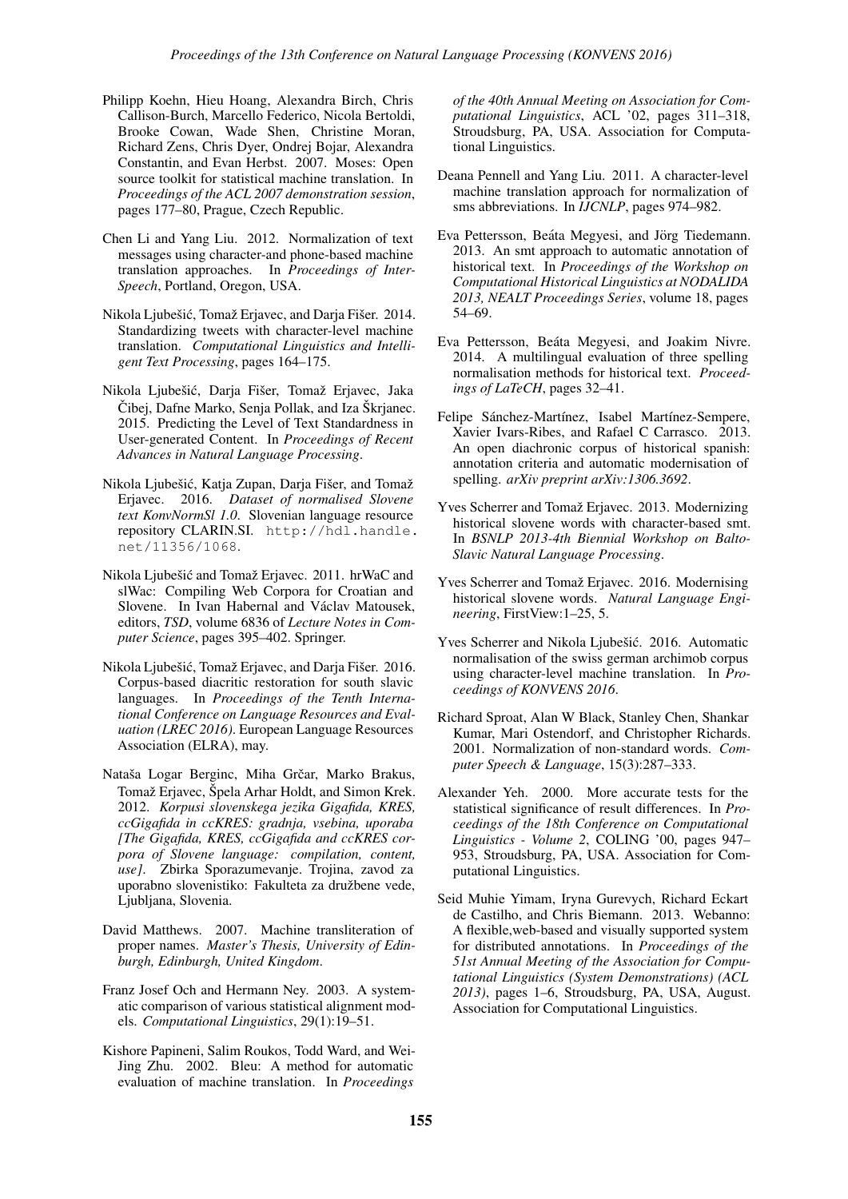Philipp Koehn, Hieu Hoang, Alexandra Birch, Chris Callison-Burch, Marcello Federico, Nicola Bertoldi, Brooke Cowan, Wade Shen, Christine Moran, Richard Zens, Chris Dyer, Ondrej Bojar, Alexandra Constantin, and Evan Herbst. 2007. Moses: Open source toolkit for statistical machine translation. In *Proceedings of the ACL 2007 demonstration session*, pages 177–80, Prague, Czech Republic.

Chen Li and Yang Liu. 2012. Normalization of text messages using character-and phone-based machine translation approaches. In *Proceedings of Inter-Speech*, Portland, Oregon, USA.

Nikola Ljubešić, Tomaž Erjavec, and Darja Fišer. 2014. Standardizing tweets with character-level machine translation. *Computational Linguistics and Intelligent Text Processing*, pages 164–175.

Nikola Ljubešić, Darja Fišer, Tomaž Erjavec, Jaka Čibej, Dafne Marko, Senja Pollak, and Iza Škrjanec. 2015. Predicting the Level of Text Standardness in User-generated Content. In *Proceedings of Recent Advances in Natural Language Processing*.

Nikola Ljubešić, Katja Zupan, Darja Fišer, and Tomaž Erjavec. 2016. *Dataset of normalised Slovene text KonvNormSl 1.0*. Slovenian language resource repository CLARIN.SI. http://hdl.handle.net/11356/1068.

Nikola Ljubešić and Tomaž Erjavec. 2011. hrWaC and slWac: Compiling Web Corpora for Croatian and Slovene. In Ivan Habernal and Václav Matousek, editors, *TSD*, volume 6836 of *Lecture Notes in Computer Science*, pages 395–402. Springer.

Nikola Ljubešić, Tomaž Erjavec, and Darja Fišer. 2016. Corpus-based diacritic restoration for south slavic languages. In *Proceedings of the Tenth International Conference on Language Resources and Evaluation (LREC 2016)*. European Language Resources Association (ELRA), may.

Nataša Logar Berginc, Miha Grčar, Marko Brakus, Tomaž Erjavec, Špela Arhar Holdt, and Simon Krek. 2012. *Korpusi slovenskega jezika Gigafida, KRES, ccGigafida in ccKRES: gradnja, vsebina, uporaba [The Gigafida, KRES, ccGigafida and ccKRES corpora of Slovene language: compilation, content, use]*. Zbirka Sporazumevanje. Trojina, zavod za uporabno slovenistiko: Fakulteta za družbene vede, Ljubljana, Slovenia.

David Matthews. 2007. Machine transliteration of proper names. *Master's Thesis, University of Edinburgh, Edinburgh, United Kingdom*.

Franz Josef Och and Hermann Ney. 2003. A systematic comparison of various statistical alignment models. *Computational Linguistics*, 29(1):19–51.

Kishore Papineni, Salim Roukos, Todd Ward, and Wei-Jing Zhu. 2002. Bleu: A method for automatic evaluation of machine translation. In *Proceedings of the 40th Annual Meeting on Association for Computational Linguistics*, ACL '02, pages 311–318, Stroudsburg, PA, USA. Association for Computational Linguistics.

Deana Pennell and Yang Liu. 2011. A character-level machine translation approach for normalization of sms abbreviations. In *IJCNLP*, pages 974–982.

Eva Pettersson, Beáta Megyesi, and Jörg Tiedemann. 2013. An smt approach to automatic annotation of historical text. In *Proceedings of the Workshop on Computational Historical Linguistics at NODALIDA 2013, NEALT Proceedings Series*, volume 18, pages 54–69.

Eva Pettersson, Beáta Megyesi, and Joakim Nivre. 2014. A multilingual evaluation of three spelling normalisation methods for historical text. *Proceedings of LaTeCH*, pages 32–41.

Felipe Sánchez-Martínez, Isabel Martínez-Sempere, Xavier Ivars-Ribes, and Rafael C Carrasco. 2013. An open diachronic corpus of historical spanish: annotation criteria and automatic modernisation of spelling. *arXiv preprint arXiv:1306.3692*.

Yves Scherrer and Tomaž Erjavec. 2013. Modernizing historical slovene words with character-based smt. In *BSNLP 2013-4th Biennial Workshop on Balto-Slavic Natural Language Processing*.

Yves Scherrer and Tomaž Erjavec. 2016. Modernising historical slovene words. *Natural Language Engineering*, FirstView:1–25, 5.

Yves Scherrer and Nikola Ljubešić. 2016. Automatic normalisation of the swiss german archimob corpus using character-level machine translation. In *Proceedings of KONVENS 2016*.

Richard Sproat, Alan W Black, Stanley Chen, Shankar Kumar, Mari Ostendorf, and Christopher Richards. 2001. Normalization of non-standard words. *Computer Speech & Language*, 15(3):287–333.

Alexander Yeh. 2000. More accurate tests for the statistical significance of result differences. In *Proceedings of the 18th Conference on Computational Linguistics - Volume 2*, COLING '00, pages 947–953, Stroudsburg, PA, USA. Association for Computational Linguistics.

Seid Muhie Yimam, Iryna Gurevych, Richard Eckart de Castilho, and Chris Biemann. 2013. Webanno: A flexible,web-based and visually supported system for distributed annotations. In *Proceedings of the 51st Annual Meeting of the Association for Computational Linguistics (System Demonstrations) (ACL 2013)*, pages 1–6, Stroudsburg, PA, USA, August. Association for Computational Linguistics.